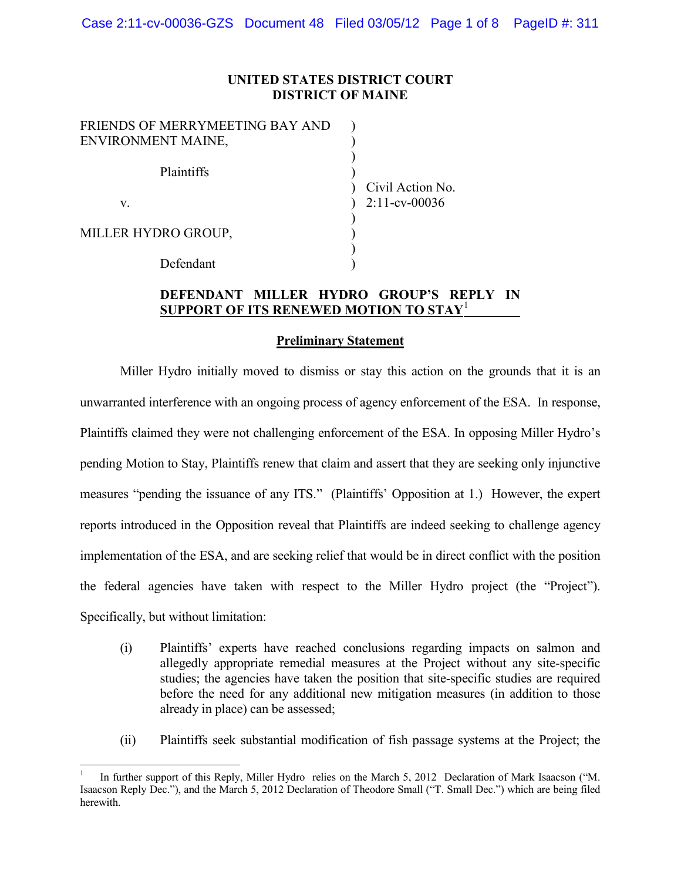**UNITED STATES DISTRICT COURT**
**DISTRICT OF MAINE**

| | | |
|---|---|---|
| FRIENDS OF MERRYMEETING BAY AND ENVIRONMENT MAINE, | ) | |
| Plaintiffs | ) | Civil Action No. |
| v. | ) | 2:11-cv-00036 |
| MILLER HYDRO GROUP, | ) | |
| Defendant | ) | |

**DEFENDANT MILLER HYDRO GROUP'S REPLY IN SUPPORT OF ITS RENEWED MOTION TO STAY**[1]

## Preliminary Statement

Miller Hydro initially moved to dismiss or stay this action on the grounds that it is an unwarranted interference with an ongoing process of agency enforcement of the ESA. In response, Plaintiffs claimed they were not challenging enforcement of the ESA. In opposing Miller Hydro's pending Motion to Stay, Plaintiffs renew that claim and assert that they are seeking only injunctive measures "pending the issuance of any ITS." (Plaintiffs' Opposition at 1.) However, the expert reports introduced in the Opposition reveal that Plaintiffs are indeed seeking to challenge agency implementation of the ESA, and are seeking relief that would be in direct conflict with the position the federal agencies have taken with respect to the Miller Hydro project (the "Project"). Specifically, but without limitation:

(i) Plaintiffs' experts have reached conclusions regarding impacts on salmon and allegedly appropriate remedial measures at the Project without any site-specific studies; the agencies have taken the position that site-specific studies are required before the need for any additional new mitigation measures (in addition to those already in place) can be assessed;

(ii) Plaintiffs seek substantial modification of fish passage systems at the Project; the

---

[1] In further support of this Reply, Miller Hydro relies on the March 5, 2012 Declaration of Mark Isaacson ("M. Isaacson Reply Dec."), and the March 5, 2012 Declaration of Theodore Small ("T. Small Dec.") which are being filed herewith.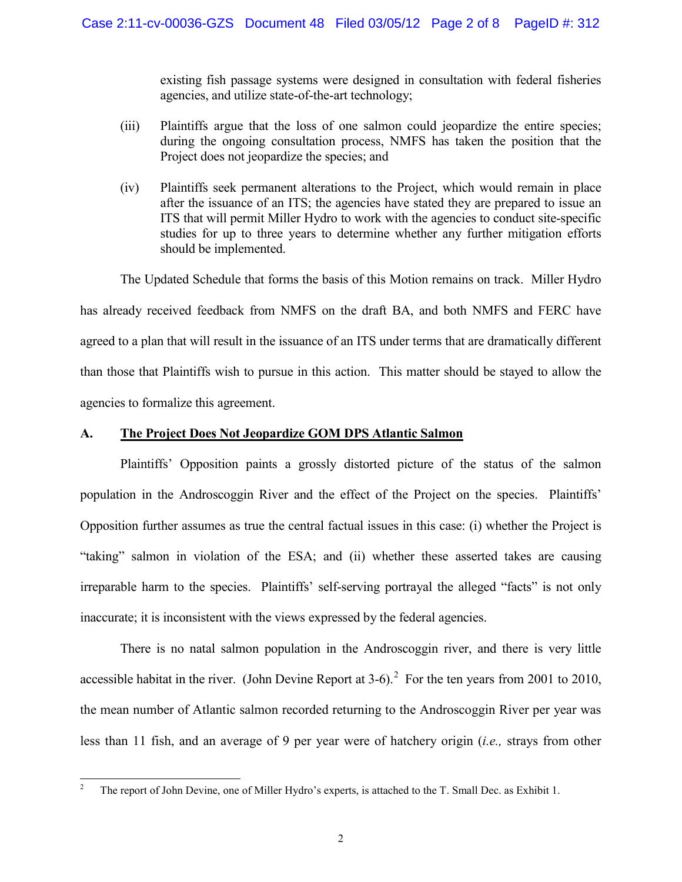existing fish passage systems were designed in consultation with federal fisheries agencies, and utilize state-of-the-art technology;

(iii) Plaintiffs argue that the loss of one salmon could jeopardize the entire species; during the ongoing consultation process, NMFS has taken the position that the Project does not jeopardize the species; and

(iv) Plaintiffs seek permanent alterations to the Project, which would remain in place after the issuance of an ITS; the agencies have stated they are prepared to issue an ITS that will permit Miller Hydro to work with the agencies to conduct site-specific studies for up to three years to determine whether any further mitigation efforts should be implemented.

The Updated Schedule that forms the basis of this Motion remains on track. Miller Hydro has already received feedback from NMFS on the draft BA, and both NMFS and FERC have agreed to a plan that will result in the issuance of an ITS under terms that are dramatically different than those that Plaintiffs wish to pursue in this action. This matter should be stayed to allow the agencies to formalize this agreement.

## A. <u>The Project Does Not Jeopardize GOM DPS Atlantic Salmon</u>

Plaintiffs' Opposition paints a grossly distorted picture of the status of the salmon population in the Androscoggin River and the effect of the Project on the species. Plaintiffs' Opposition further assumes as true the central factual issues in this case: (i) whether the Project is "taking" salmon in violation of the ESA; and (ii) whether these asserted takes are causing irreparable harm to the species. Plaintiffs' self-serving portrayal the alleged "facts" is not only inaccurate; it is inconsistent with the views expressed by the federal agencies.

There is no natal salmon population in the Androscoggin river, and there is very little accessible habitat in the river. (John Devine Report at 3-6).[2] For the ten years from 2001 to 2010, the mean number of Atlantic salmon recorded returning to the Androscoggin River per year was less than 11 fish, and an average of 9 per year were of hatchery origin (*i.e.,* strays from other

[2] The report of John Devine, one of Miller Hydro's experts, is attached to the T. Small Dec. as Exhibit 1.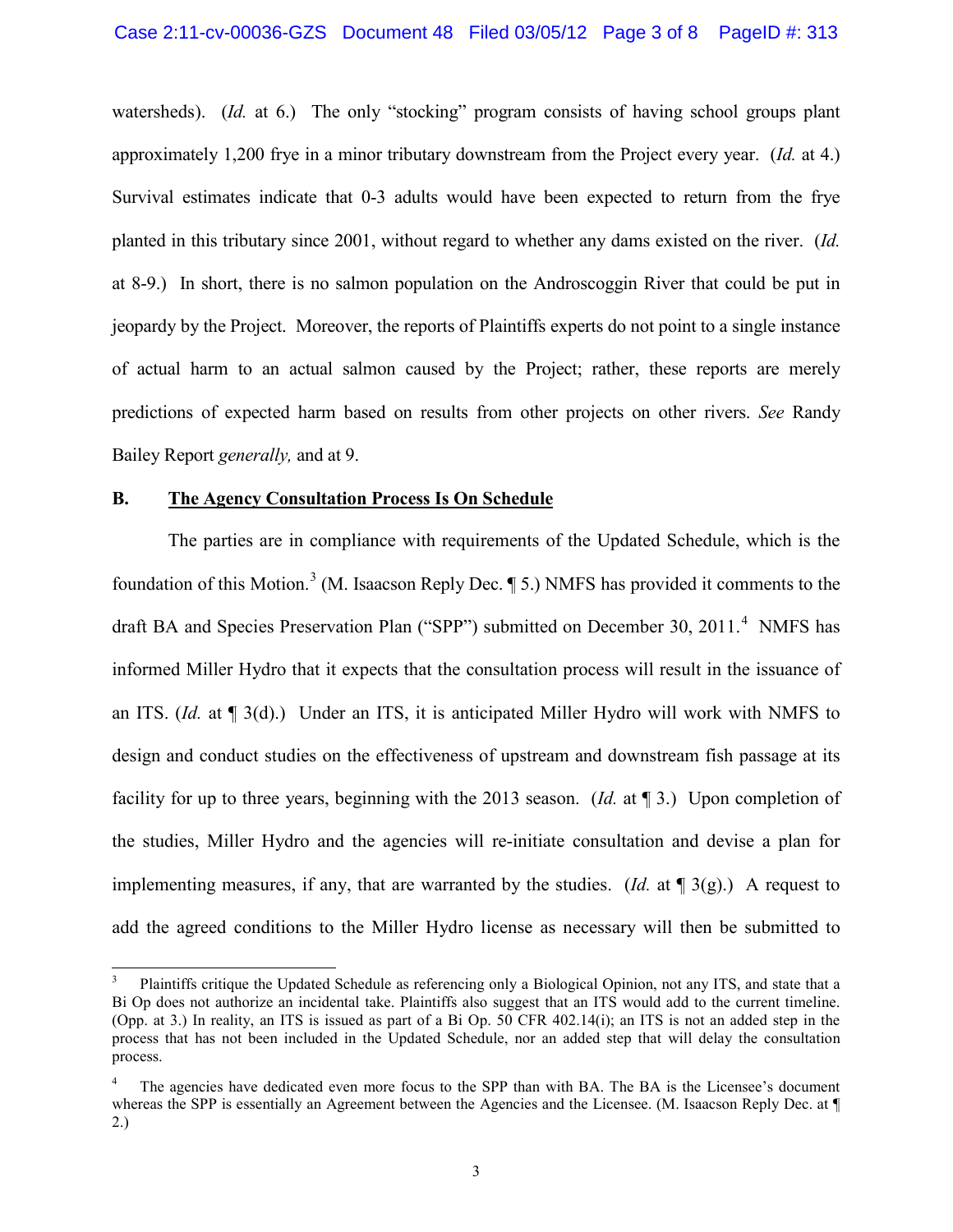watersheds). (*Id.* at 6.) The only "stocking" program consists of having school groups plant approximately 1,200 frye in a minor tributary downstream from the Project every year. (*Id.* at 4.) Survival estimates indicate that 0-3 adults would have been expected to return from the frye planted in this tributary since 2001, without regard to whether any dams existed on the river. (*Id.* at 8-9.) In short, there is no salmon population on the Androscoggin River that could be put in jeopardy by the Project. Moreover, the reports of Plaintiffs experts do not point to a single instance of actual harm to an actual salmon caused by the Project; rather, these reports are merely predictions of expected harm based on results from other projects on other rivers. *See* Randy Bailey Report *generally,* and at 9.

**B. <u>The Agency Consultation Process Is On Schedule</u>**

The parties are in compliance with requirements of the Updated Schedule, which is the foundation of this Motion.[3] (M. Isaacson Reply Dec. ¶ 5.) NMFS has provided it comments to the draft BA and Species Preservation Plan ("SPP") submitted on December 30, 2011.[4] NMFS has informed Miller Hydro that it expects that the consultation process will result in the issuance of an ITS. (*Id.* at ¶ 3(d).) Under an ITS, it is anticipated Miller Hydro will work with NMFS to design and conduct studies on the effectiveness of upstream and downstream fish passage at its facility for up to three years, beginning with the 2013 season. (*Id.* at ¶ 3.) Upon completion of the studies, Miller Hydro and the agencies will re-initiate consultation and devise a plan for implementing measures, if any, that are warranted by the studies. (*Id.* at ¶ 3(g).) A request to add the agreed conditions to the Miller Hydro license as necessary will then be submitted to

---

[3] Plaintiffs critique the Updated Schedule as referencing only a Biological Opinion, not any ITS, and state that a Bi Op does not authorize an incidental take. Plaintiffs also suggest that an ITS would add to the current timeline. (Opp. at 3.) In reality, an ITS is issued as part of a Bi Op. 50 CFR 402.14(i); an ITS is not an added step in the process that has not been included in the Updated Schedule, nor an added step that will delay the consultation process.

[4] The agencies have dedicated even more focus to the SPP than with BA. The BA is the Licensee's document whereas the SPP is essentially an Agreement between the Agencies and the Licensee. (M. Isaacson Reply Dec. at ¶ 2.)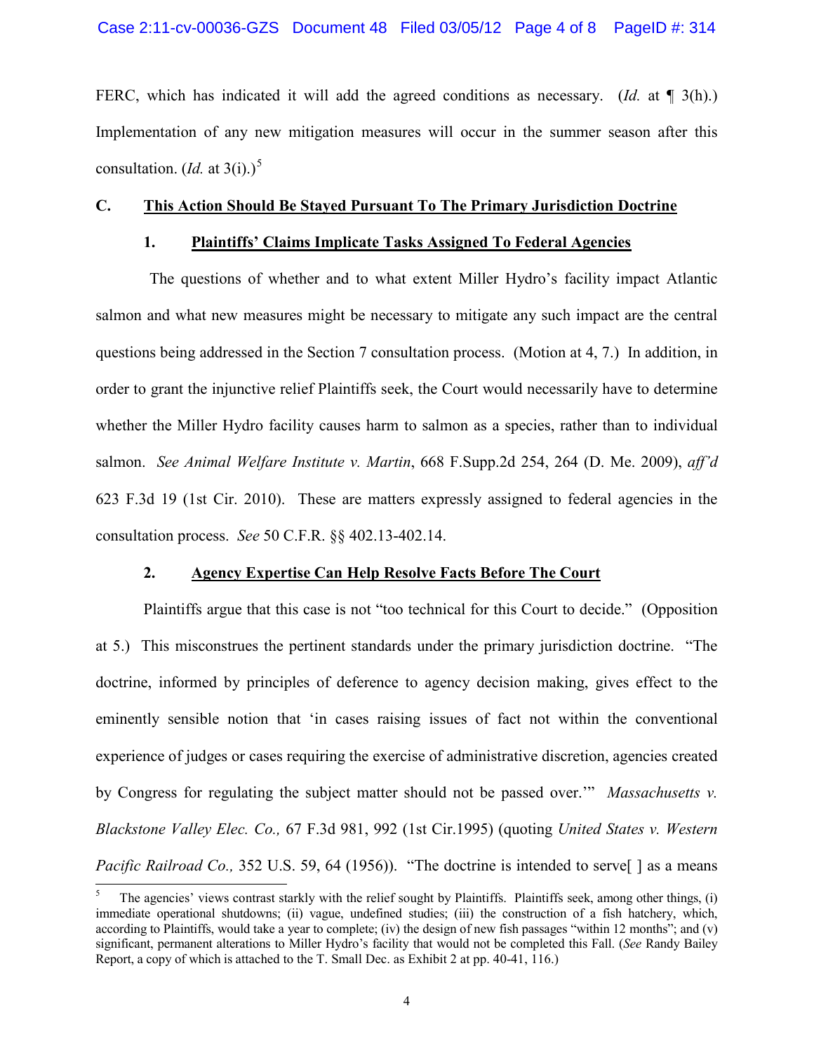FERC, which has indicated it will add the agreed conditions as necessary. (*Id.* at ¶ 3(h).) Implementation of any new mitigation measures will occur in the summer season after this consultation. (*Id.* at 3(i).)[5]

### C. This Action Should Be Stayed Pursuant To The Primary Jurisdiction Doctrine

#### 1. Plaintiffs' Claims Implicate Tasks Assigned To Federal Agencies

The questions of whether and to what extent Miller Hydro's facility impact Atlantic salmon and what new measures might be necessary to mitigate any such impact are the central questions being addressed in the Section 7 consultation process. (Motion at 4, 7.) In addition, in order to grant the injunctive relief Plaintiffs seek, the Court would necessarily have to determine whether the Miller Hydro facility causes harm to salmon as a species, rather than to individual salmon. *See Animal Welfare Institute v. Martin*, 668 F.Supp.2d 254, 264 (D. Me. 2009), *aff'd* 623 F.3d 19 (1st Cir. 2010). These are matters expressly assigned to federal agencies in the consultation process. *See* 50 C.F.R. §§ 402.13-402.14.

#### 2. Agency Expertise Can Help Resolve Facts Before The Court

Plaintiffs argue that this case is not "too technical for this Court to decide." (Opposition at 5.) This misconstrues the pertinent standards under the primary jurisdiction doctrine. "The doctrine, informed by principles of deference to agency decision making, gives effect to the eminently sensible notion that 'in cases raising issues of fact not within the conventional experience of judges or cases requiring the exercise of administrative discretion, agencies created by Congress for regulating the subject matter should not be passed over.'" *Massachusetts v. Blackstone Valley Elec. Co.,* 67 F.3d 981, 992 (1st Cir.1995) (quoting *United States v. Western Pacific Railroad Co.,* 352 U.S. 59, 64 (1956)). "The doctrine is intended to serve[ ] as a means

---

[5] The agencies' views contrast starkly with the relief sought by Plaintiffs. Plaintiffs seek, among other things, (i) immediate operational shutdowns; (ii) vague, undefined studies; (iii) the construction of a fish hatchery, which, according to Plaintiffs, would take a year to complete; (iv) the design of new fish passages "within 12 months"; and (v) significant, permanent alterations to Miller Hydro's facility that would not be completed this Fall. (*See* Randy Bailey Report, a copy of which is attached to the T. Small Dec. as Exhibit 2 at pp. 40-41, 116.)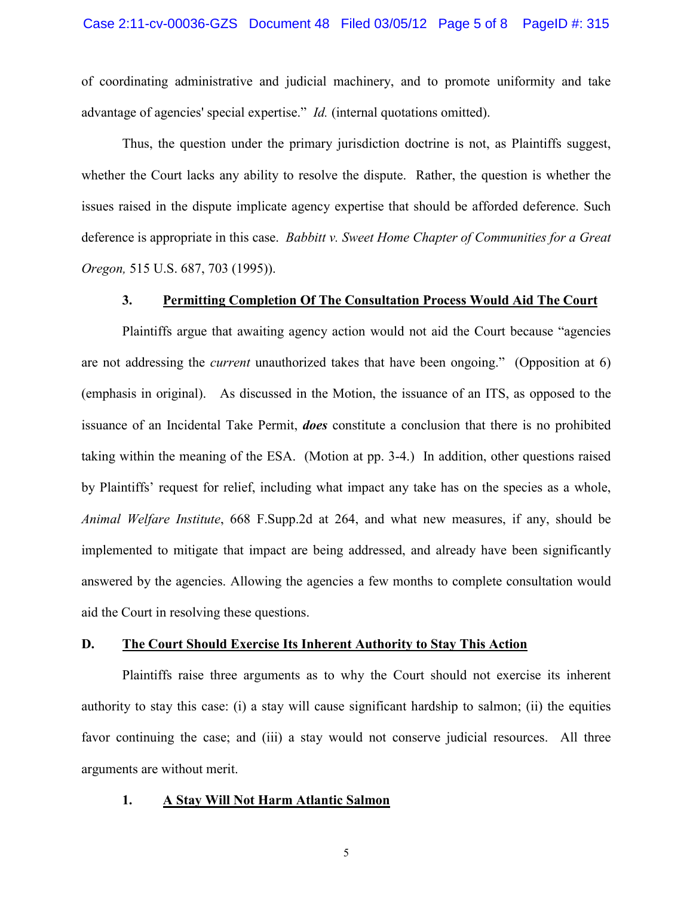of coordinating administrative and judicial machinery, and to promote uniformity and take advantage of agencies' special expertise." *Id.* (internal quotations omitted).

Thus, the question under the primary jurisdiction doctrine is not, as Plaintiffs suggest, whether the Court lacks any ability to resolve the dispute. Rather, the question is whether the issues raised in the dispute implicate agency expertise that should be afforded deference. Such deference is appropriate in this case. *Babbitt v. Sweet Home Chapter of Communities for a Great Oregon,* 515 U.S. 687, 703 (1995)).

### 3. <u>Permitting Completion Of The Consultation Process Would Aid The Court</u>

Plaintiffs argue that awaiting agency action would not aid the Court because "agencies are not addressing the *current* unauthorized takes that have been ongoing." (Opposition at 6) (emphasis in original). As discussed in the Motion, the issuance of an ITS, as opposed to the issuance of an Incidental Take Permit, ***does*** constitute a conclusion that there is no prohibited taking within the meaning of the ESA. (Motion at pp. 3-4.) In addition, other questions raised by Plaintiffs' request for relief, including what impact any take has on the species as a whole, *Animal Welfare Institute*, 668 F.Supp.2d at 264, and what new measures, if any, should be implemented to mitigate that impact are being addressed, and already have been significantly answered by the agencies. Allowing the agencies a few months to complete consultation would aid the Court in resolving these questions.

## D. <u>The Court Should Exercise Its Inherent Authority to Stay This Action</u>

Plaintiffs raise three arguments as to why the Court should not exercise its inherent authority to stay this case: (i) a stay will cause significant hardship to salmon; (ii) the equities favor continuing the case; and (iii) a stay would not conserve judicial resources. All three arguments are without merit.

### 1. <u>A Stay Will Not Harm Atlantic Salmon</u>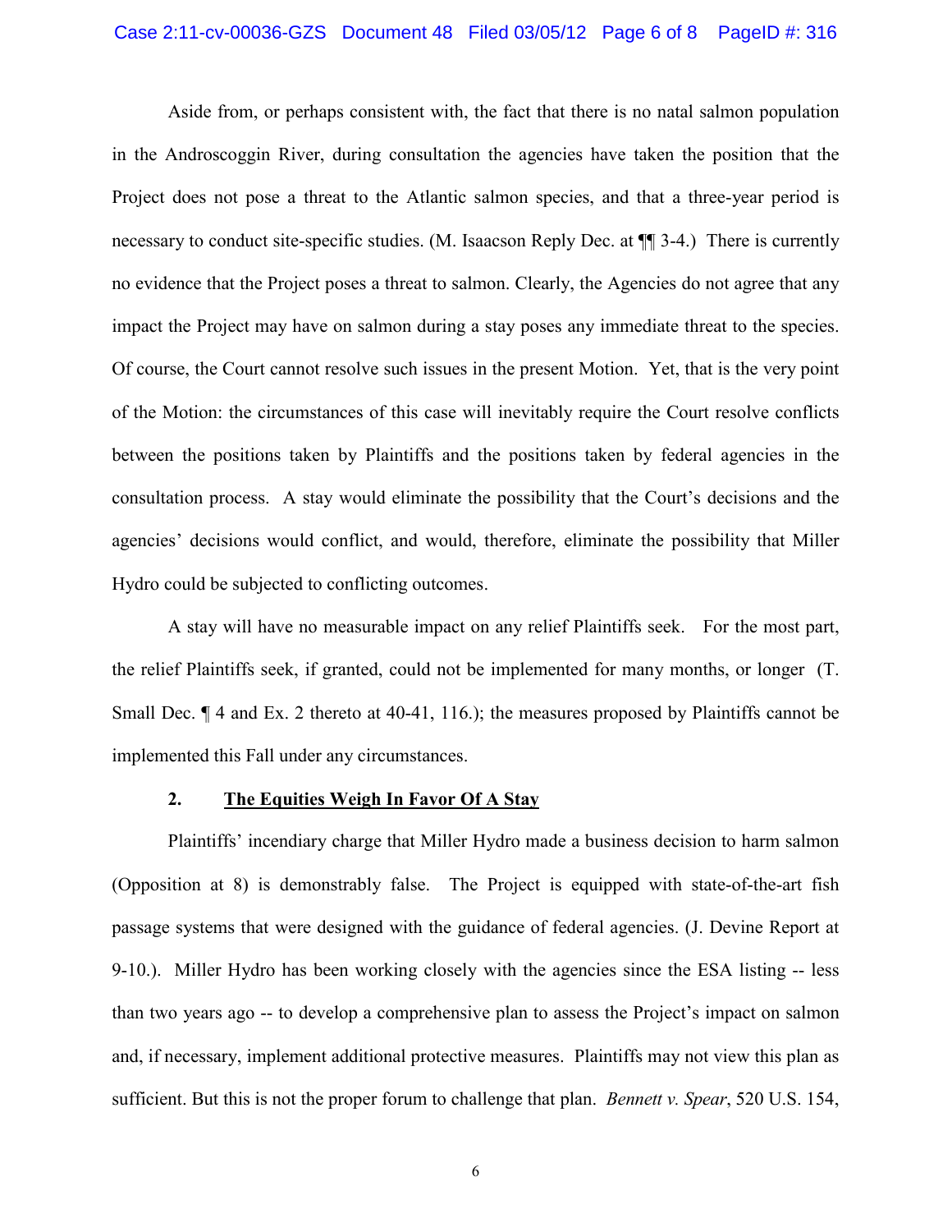Aside from, or perhaps consistent with, the fact that there is no natal salmon population in the Androscoggin River, during consultation the agencies have taken the position that the Project does not pose a threat to the Atlantic salmon species, and that a three-year period is necessary to conduct site-specific studies. (M. Isaacson Reply Dec. at ¶¶ 3-4.) There is currently no evidence that the Project poses a threat to salmon. Clearly, the Agencies do not agree that any impact the Project may have on salmon during a stay poses any immediate threat to the species. Of course, the Court cannot resolve such issues in the present Motion. Yet, that is the very point of the Motion: the circumstances of this case will inevitably require the Court resolve conflicts between the positions taken by Plaintiffs and the positions taken by federal agencies in the consultation process. A stay would eliminate the possibility that the Court's decisions and the agencies' decisions would conflict, and would, therefore, eliminate the possibility that Miller Hydro could be subjected to conflicting outcomes.

A stay will have no measurable impact on any relief Plaintiffs seek. For the most part, the relief Plaintiffs seek, if granted, could not be implemented for many months, or longer (T. Small Dec. ¶ 4 and Ex. 2 thereto at 40-41, 116.); the measures proposed by Plaintiffs cannot be implemented this Fall under any circumstances.

### 2. <u>The Equities Weigh In Favor Of A Stay</u>

Plaintiffs' incendiary charge that Miller Hydro made a business decision to harm salmon (Opposition at 8) is demonstrably false. The Project is equipped with state-of-the-art fish passage systems that were designed with the guidance of federal agencies. (J. Devine Report at 9-10.). Miller Hydro has been working closely with the agencies since the ESA listing -- less than two years ago -- to develop a comprehensive plan to assess the Project's impact on salmon and, if necessary, implement additional protective measures. Plaintiffs may not view this plan as sufficient. But this is not the proper forum to challenge that plan. *Bennett v. Spear*, 520 U.S. 154,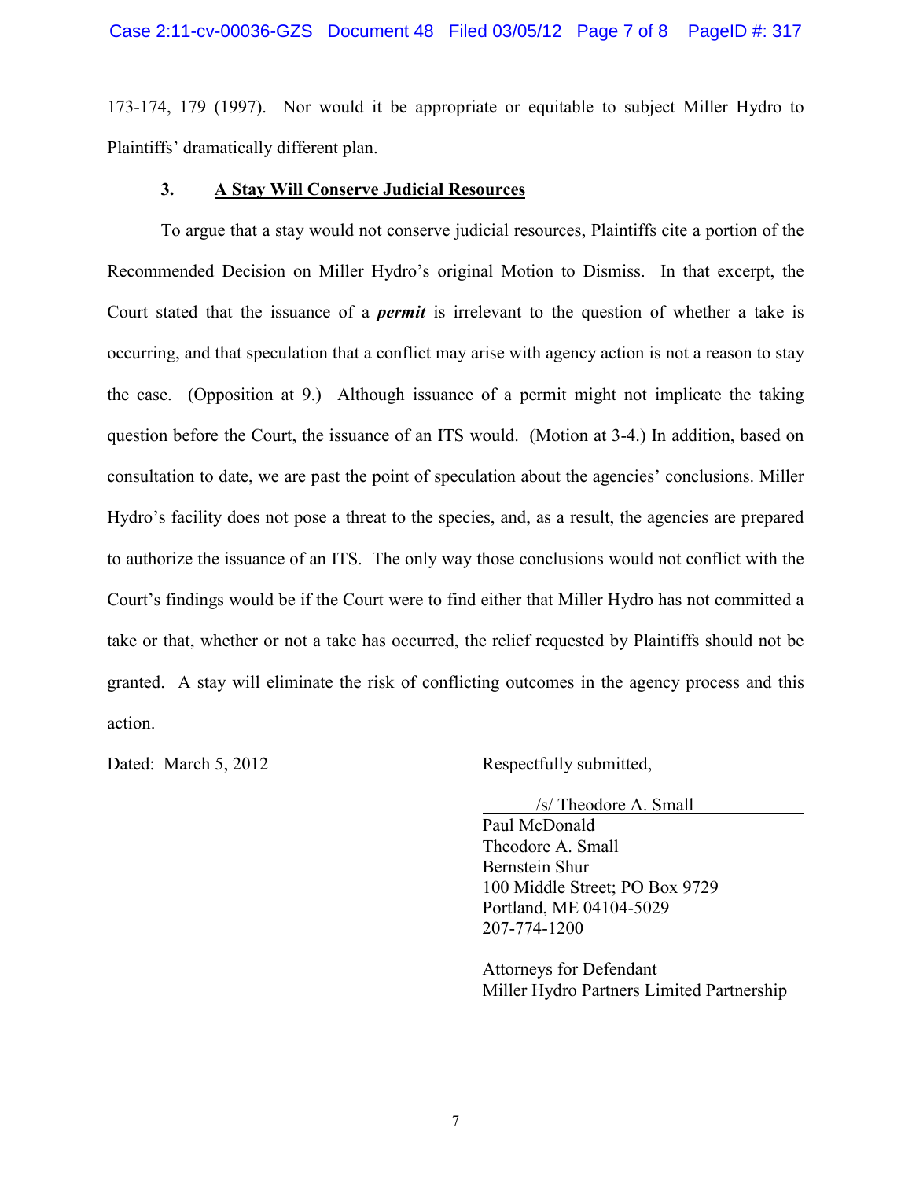173-174, 179 (1997). Nor would it be appropriate or equitable to subject Miller Hydro to Plaintiffs' dramatically different plan.

### 3. <u>A Stay Will Conserve Judicial Resources</u>

To argue that a stay would not conserve judicial resources, Plaintiffs cite a portion of the Recommended Decision on Miller Hydro's original Motion to Dismiss. In that excerpt, the Court stated that the issuance of a ***permit*** is irrelevant to the question of whether a take is occurring, and that speculation that a conflict may arise with agency action is not a reason to stay the case. (Opposition at 9.) Although issuance of a permit might not implicate the taking question before the Court, the issuance of an ITS would. (Motion at 3-4.) In addition, based on consultation to date, we are past the point of speculation about the agencies' conclusions. Miller Hydro's facility does not pose a threat to the species, and, as a result, the agencies are prepared to authorize the issuance of an ITS. The only way those conclusions would not conflict with the Court's findings would be if the Court were to find either that Miller Hydro has not committed a take or that, whether or not a take has occurred, the relief requested by Plaintiffs should not be granted. A stay will eliminate the risk of conflicting outcomes in the agency process and this action.

Dated: March 5, 2012

Respectfully submitted,

/s/ Theodore A. Small
Paul McDonald
Theodore A. Small
Bernstein Shur
100 Middle Street; PO Box 9729
Portland, ME 04104-5029
207-774-1200

Attorneys for Defendant
Miller Hydro Partners Limited Partnership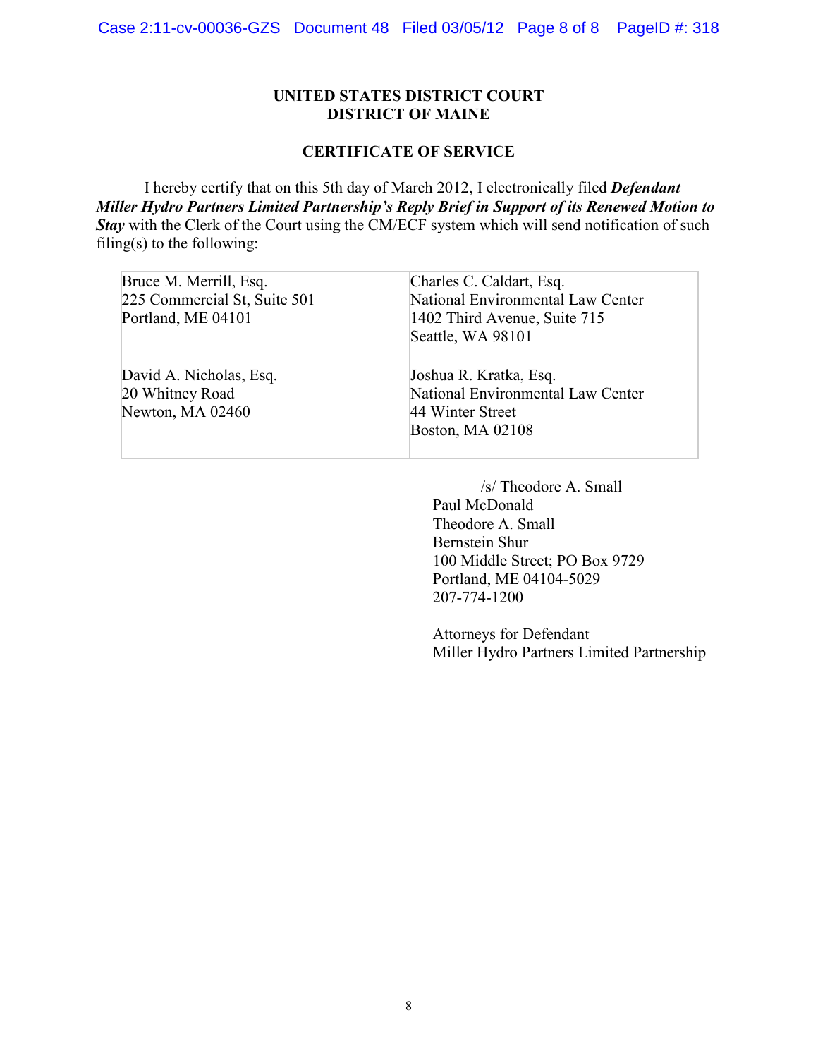**UNITED STATES DISTRICT COURT**
**DISTRICT OF MAINE**

**CERTIFICATE OF SERVICE**

I hereby certify that on this 5th day of March 2012, I electronically filed ***Defendant Miller Hydro Partners Limited Partnership's Reply Brief in Support of its Renewed Motion to Stay*** with the Clerk of the Court using the CM/ECF system which will send notification of such filing(s) to the following:

| | |
|---|---|
| Bruce M. Merrill, Esq.<br>225 Commercial St, Suite 501<br>Portland, ME 04101 | Charles C. Caldart, Esq.<br>National Environmental Law Center<br>1402 Third Avenue, Suite 715<br>Seattle, WA 98101 |
| David A. Nicholas, Esq.<br>20 Whitney Road<br>Newton, MA 02460 | Joshua R. Kratka, Esq.<br>National Environmental Law Center<br>44 Winter Street<br>Boston, MA 02108 |

/s/ Theodore A. Small
Paul McDonald
Theodore A. Small
Bernstein Shur
100 Middle Street; PO Box 9729
Portland, ME 04104-5029
207-774-1200

Attorneys for Defendant
Miller Hydro Partners Limited Partnership